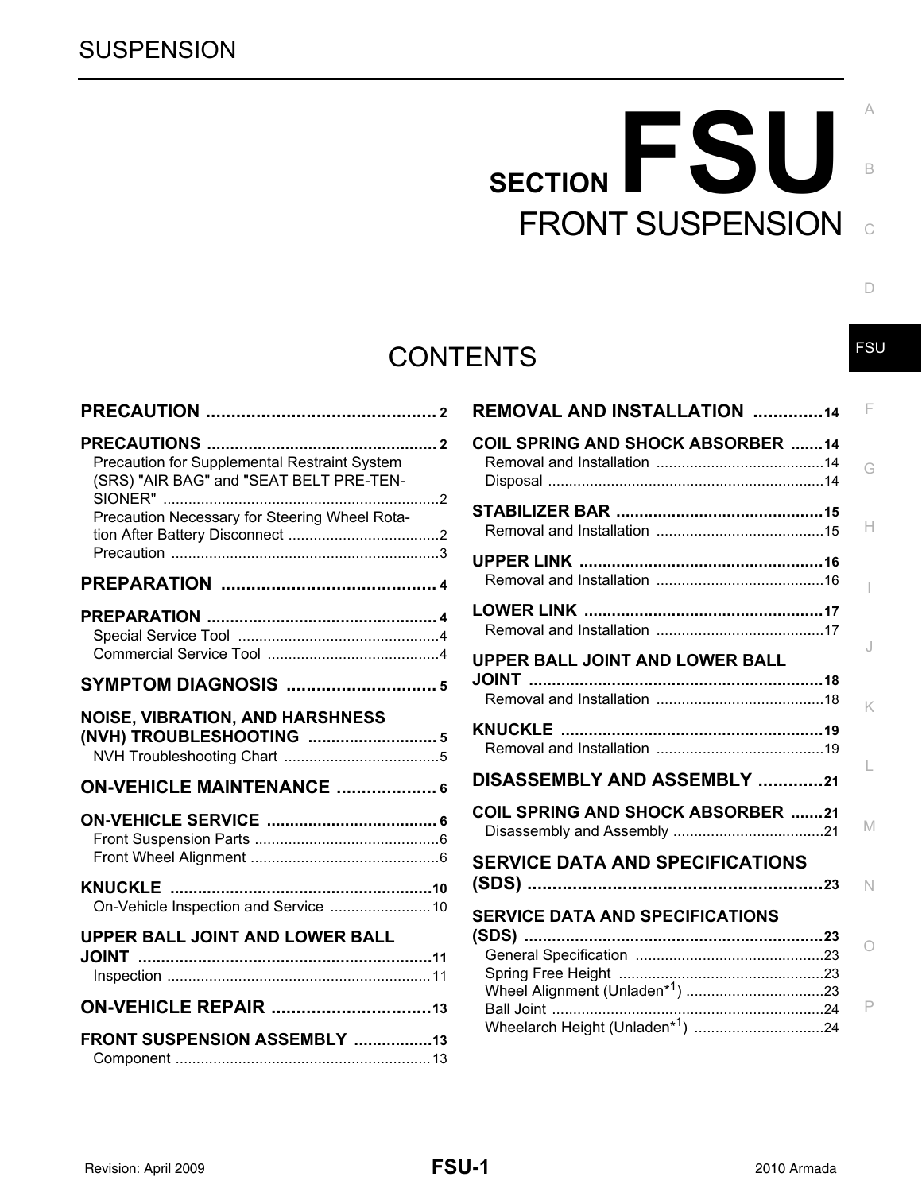# SUSPENSION

# SECTION FSU

# FRONT SUSPENSION

## CONTENTS

**PRECAUTION** .............................................. 2

**PRECAUTIONS** .............................................. 2
- Precaution for Supplemental Restraint System (SRS) "AIR BAG" and "SEAT BELT PRE-TENSIONER" .............................................. 2
- Precaution Necessary for Steering Wheel Rotation After Battery Disconnect .............................................. 2
- Precaution .............................................. 3

**PREPARATION** .............................................. 4

**PREPARATION** .............................................. 4
- Special Service Tool .............................................. 4
- Commercial Service Tool .............................................. 4

**SYMPTOM DIAGNOSIS** .............................................. 5

**NOISE, VIBRATION, AND HARSHNESS (NVH) TROUBLESHOOTING** .............................................. 5
- NVH Troubleshooting Chart .............................................. 5

**ON-VEHICLE MAINTENANCE** .............................................. 6

**ON-VEHICLE SERVICE** .............................................. 6
- Front Suspension Parts .............................................. 6
- Front Wheel Alignment .............................................. 6

**KNUCKLE** .............................................. 10
- On-Vehicle Inspection and Service .............................................. 10

**UPPER BALL JOINT AND LOWER BALL JOINT** .............................................. 11
- Inspection .............................................. 11

**ON-VEHICLE REPAIR** .............................................. 13

**FRONT SUSPENSION ASSEMBLY** .............................................. 13
- Component .............................................. 13

**REMOVAL AND INSTALLATION** .............................................. 14

**COIL SPRING AND SHOCK ABSORBER** .............................................. 14
- Removal and Installation .............................................. 14
- Disposal .............................................. 14

**STABILIZER BAR** .............................................. 15
- Removal and Installation .............................................. 15

**UPPER LINK** .............................................. 16
- Removal and Installation .............................................. 16

**LOWER LINK** .............................................. 17
- Removal and Installation .............................................. 17

**UPPER BALL JOINT AND LOWER BALL JOINT** .............................................. 18
- Removal and Installation .............................................. 18

**KNUCKLE** .............................................. 19
- Removal and Installation .............................................. 19

**DISASSEMBLY AND ASSEMBLY** .............................................. 21

**COIL SPRING AND SHOCK ABSORBER** .............................................. 21
- Disassembly and Assembly .............................................. 21

**SERVICE DATA AND SPECIFICATIONS (SDS)** .............................................. 23

**SERVICE DATA AND SPECIFICATIONS (SDS)** .............................................. 23
- General Specification .............................................. 23
- Spring Free Height .............................................. 23
- Wheel Alignment (Unladen*1) .............................................. 23
- Ball Joint .............................................. 24
- Wheelarch Height (Unladen*1) .............................................. 24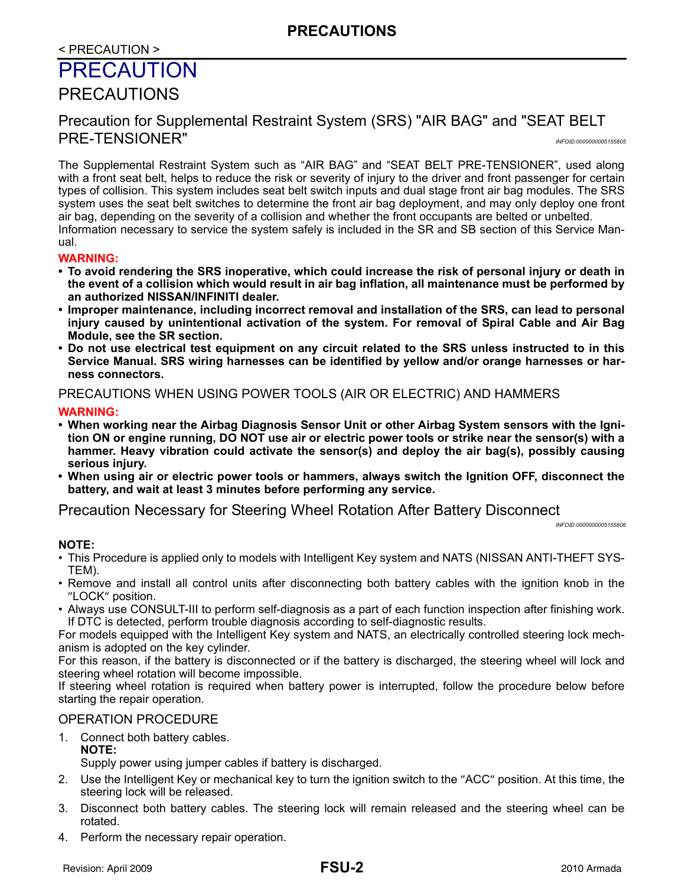< PRECAUTION >

# PRECAUTION

## PRECAUTIONS

### Precaution for Supplemental Restraint System (SRS) "AIR BAG" and "SEAT BELT PRE-TENSIONER"

*INFOID:0000000005155805*

The Supplemental Restraint System such as “AIR BAG” and “SEAT BELT PRE-TENSIONER”, used along with a front seat belt, helps to reduce the risk or severity of injury to the driver and front passenger for certain types of collision. This system includes seat belt switch inputs and dual stage front air bag modules. The SRS system uses the seat belt switches to determine the front air bag deployment, and may only deploy one front air bag, depending on the severity of a collision and whether the front occupants are belted or unbelted.
Information necessary to service the system safely is included in the SR and SB section of this Service Manual.

**WARNING:**

- **To avoid rendering the SRS inoperative, which could increase the risk of personal injury or death in the event of a collision which would result in air bag inflation, all maintenance must be performed by an authorized NISSAN/INFINITI dealer.**
- **Improper maintenance, including incorrect removal and installation of the SRS, can lead to personal injury caused by unintentional activation of the system. For removal of Spiral Cable and Air Bag Module, see the SR section.**
- **Do not use electrical test equipment on any circuit related to the SRS unless instructed to in this Service Manual. SRS wiring harnesses can be identified by yellow and/or orange harnesses or harness connectors.**

#### PRECAUTIONS WHEN USING POWER TOOLS (AIR OR ELECTRIC) AND HAMMERS

**WARNING:**

- **When working near the Airbag Diagnosis Sensor Unit or other Airbag System sensors with the Ignition ON or engine running, DO NOT use air or electric power tools or strike near the sensor(s) with a hammer. Heavy vibration could activate the sensor(s) and deploy the air bag(s), possibly causing serious injury.**
- **When using air or electric power tools or hammers, always switch the Ignition OFF, disconnect the battery, and wait at least 3 minutes before performing any service.**

### Precaution Necessary for Steering Wheel Rotation After Battery Disconnect

*INFOID:0000000005155806*

**NOTE:**

- This Procedure is applied only to models with Intelligent Key system and NATS (NISSAN ANTI-THEFT SYSTEM).
- Remove and install all control units after disconnecting both battery cables with the ignition knob in the ″LOCK″ position.
- Always use CONSULT-III to perform self-diagnosis as a part of each function inspection after finishing work. If DTC is detected, perform trouble diagnosis according to self-diagnostic results.

For models equipped with the Intelligent Key system and NATS, an electrically controlled steering lock mechanism is adopted on the key cylinder.
For this reason, if the battery is disconnected or if the battery is discharged, the steering wheel will lock and steering wheel rotation will become impossible.
If steering wheel rotation is required when battery power is interrupted, follow the procedure below before starting the repair operation.

#### OPERATION PROCEDURE

1. Connect both battery cables.
   **NOTE:**
   Supply power using jumper cables if battery is discharged.
2. Use the Intelligent Key or mechanical key to turn the ignition switch to the ″ACC″ position. At this time, the steering lock will be released.
3. Disconnect both battery cables. The steering lock will remain released and the steering wheel can be rotated.
4. Perform the necessary repair operation.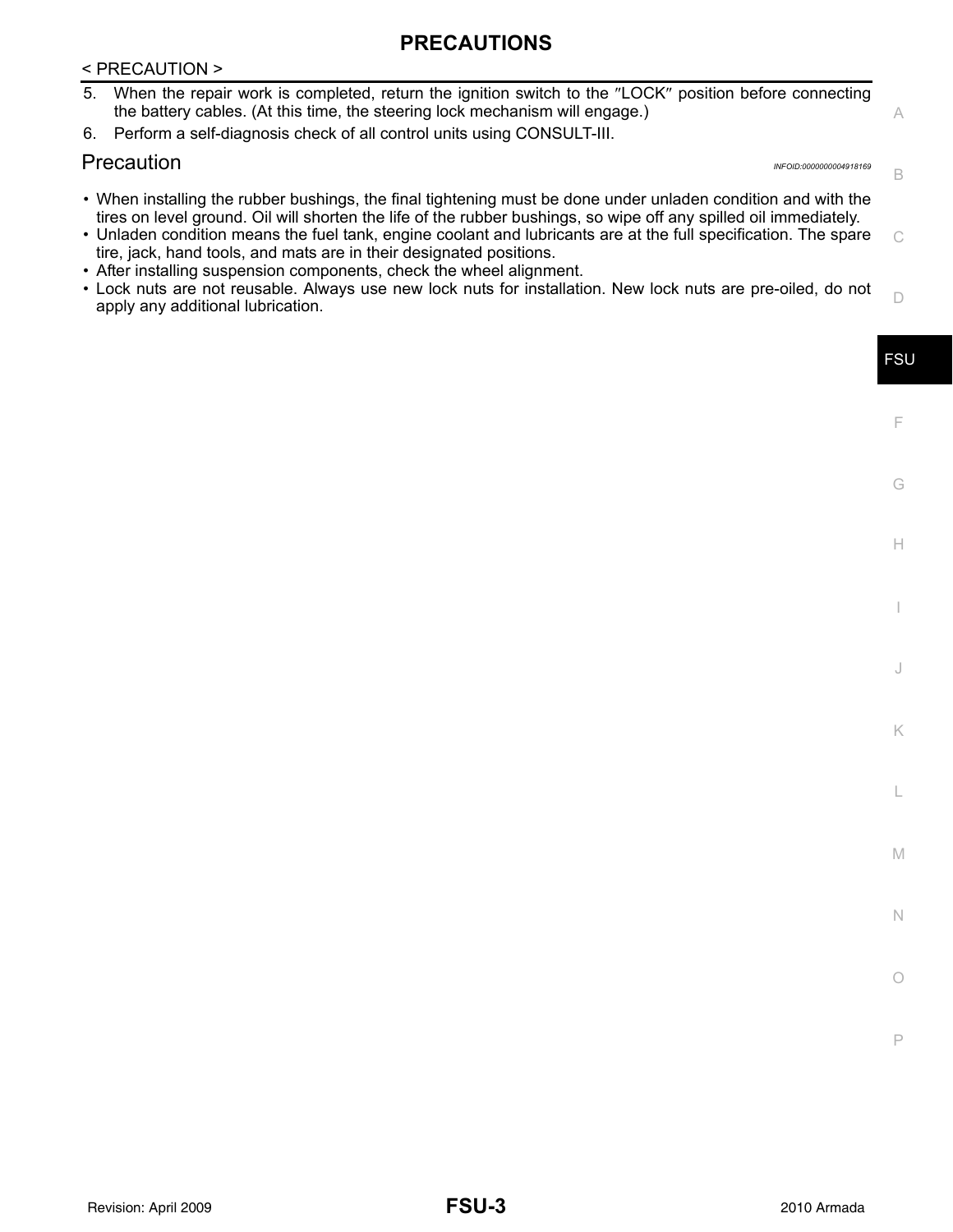5. When the repair work is completed, return the ignition switch to the ″LOCK″ position before connecting the battery cables. (At this time, the steering lock mechanism will engage.)
6. Perform a self-diagnosis check of all control units using CONSULT-III.

## Precaution

*INFOID:0000000004918169*

- When installing the rubber bushings, the final tightening must be done under unladen condition and with the tires on level ground. Oil will shorten the life of the rubber bushings, so wipe off any spilled oil immediately.
- Unladen condition means the fuel tank, engine coolant and lubricants are at the full specification. The spare tire, jack, hand tools, and mats are in their designated positions.
- After installing suspension components, check the wheel alignment.
- Lock nuts are not reusable. Always use new lock nuts for installation. New lock nuts are pre-oiled, do not apply any additional lubrication.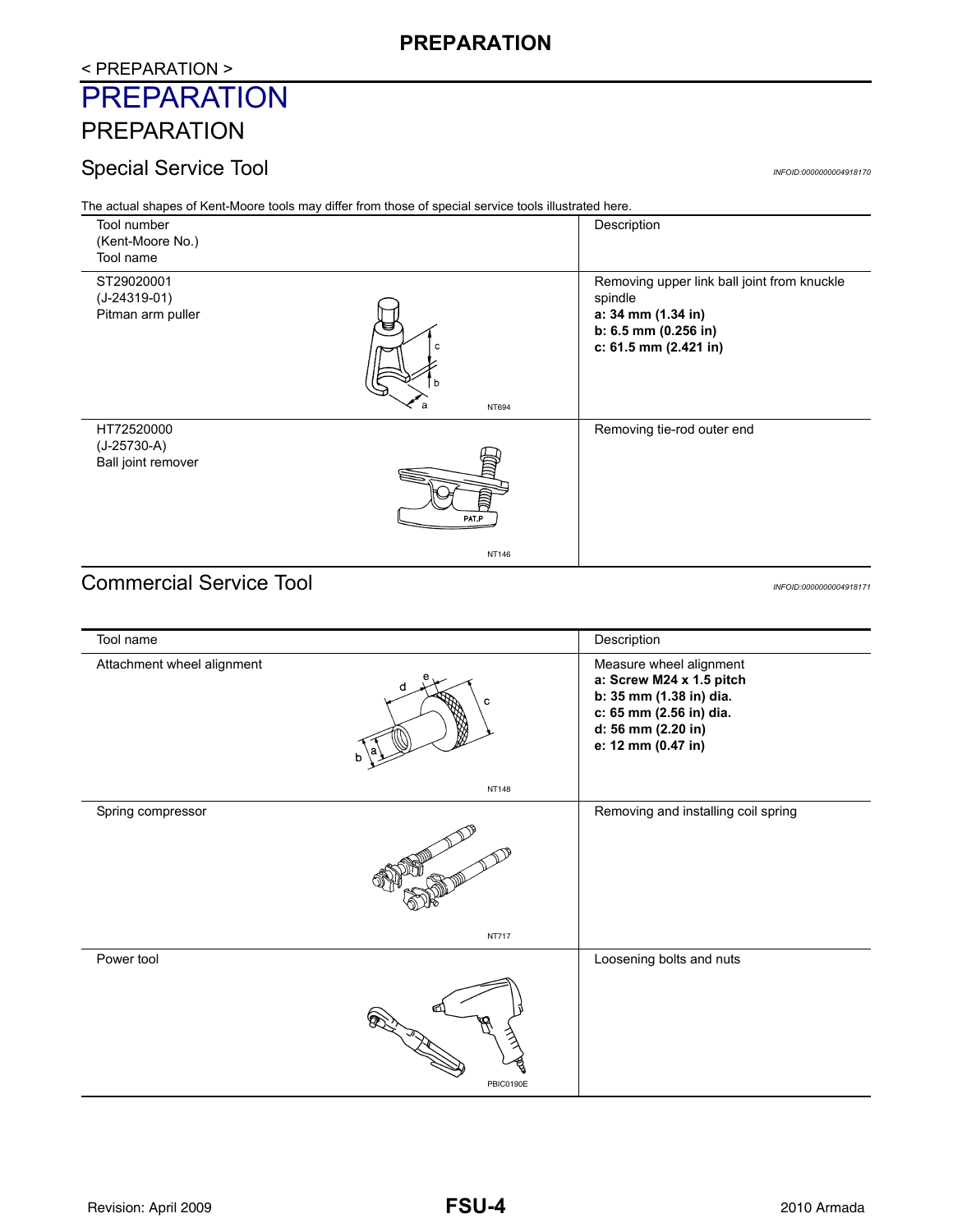< PREPARATION >

# PREPARATION

## PREPARATION

### Special Service Tool

*INFOID:0000000004918170*

The actual shapes of Kent-Moore tools may differ from those of special service tools illustrated here.

| Tool number<br>(Kent-Moore No.)<br>Tool name | Description |
|---|---|
| ST29020001<br>(J-24319-01)<br>Pitman arm puller<br>NT694 | Removing upper link ball joint from knuckle spindle<br>**a: 34 mm (1.34 in)**<br>**b: 6.5 mm (0.256 in)**<br>**c: 61.5 mm (2.421 in)** |
| HT72520000<br>(J-25730-A)<br>Ball joint remover<br>NT146 | Removing tie-rod outer end |

### Commercial Service Tool

*INFOID:0000000004918171*

| Tool name | Description |
|---|---|
| Attachment wheel alignment<br>NT148 | Measure wheel alignment<br>**a: Screw M24 x 1.5 pitch**<br>**b: 35 mm (1.38 in) dia.**<br>**c: 65 mm (2.56 in) dia.**<br>**d: 56 mm (2.20 in)**<br>**e: 12 mm (0.47 in)** |
| Spring compressor<br>NT717 | Removing and installing coil spring |
| Power tool<br>PBIC0190E | Loosening bolts and nuts |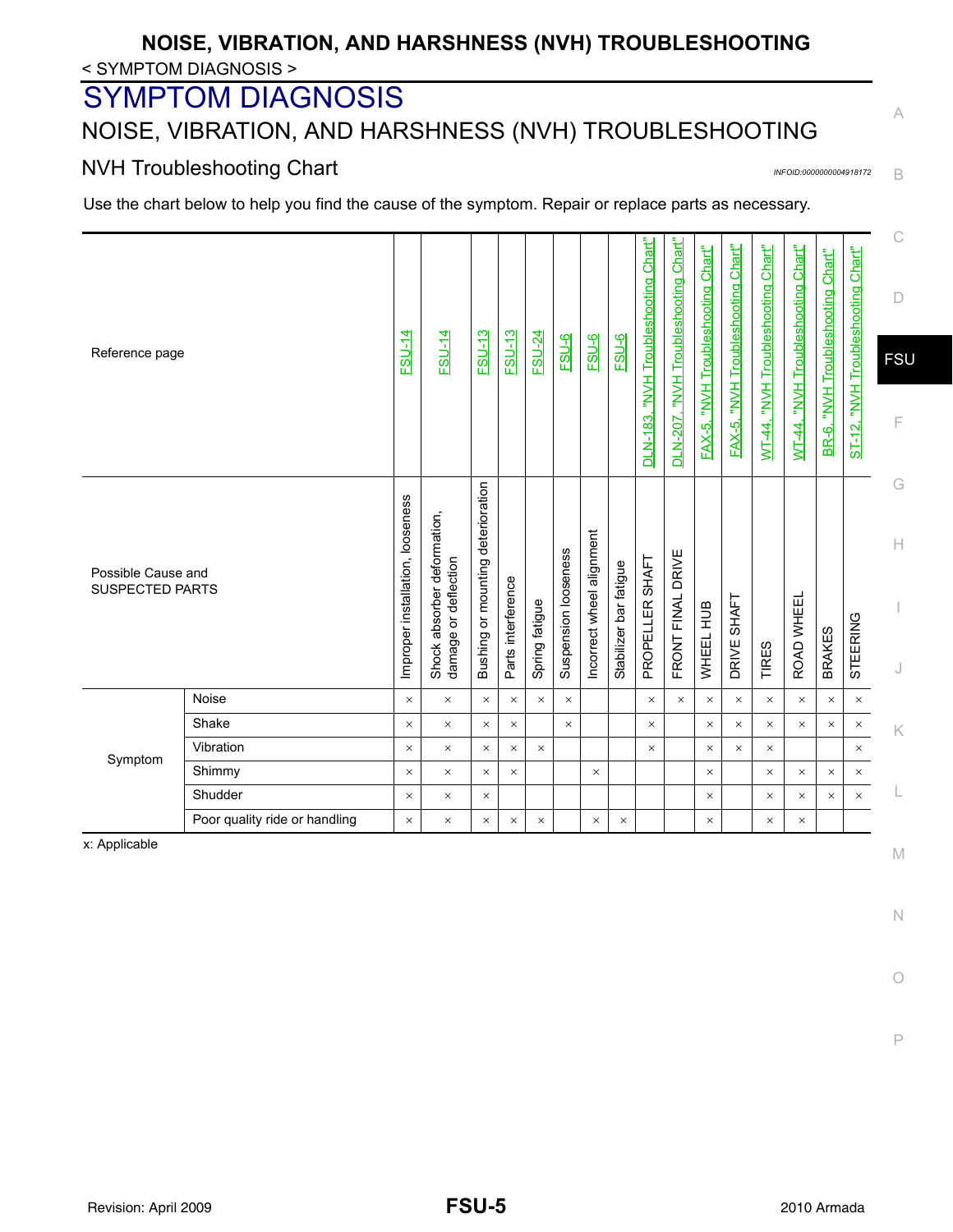# SYMPTOM DIAGNOSIS

## NOISE, VIBRATION, AND HARSHNESS (NVH) TROUBLESHOOTING

### NVH Troubleshooting Chart

INFOID:0000000004918172

Use the chart below to help you find the cause of the symptom. Repair or replace parts as necessary.

| Reference page | | FSU-14 | FSU-14 | FSU-13 | FSU-13 | FSU-24 | FSU-6 | FSU-6 | FSU-6 | DLN-183, "NVH Troubleshooting Chart" | DLN-207, "NVH Troubleshooting Chart" | FAX-5, "NVH Troubleshooting Chart" | FAX-5, "NVH Troubleshooting Chart" | WT-44, "NVH Troubleshooting Chart" | WT-44, "NVH Troubleshooting Chart" | BR-6, "NVH Troubleshooting Chart" | ST-12, "NVH Troubleshooting Chart" |
|---|---|---|---|---|---|---|---|---|---|---|---|---|---|---|---|---|---|
| Possible Cause and SUSPECTED PARTS | | Improper installation, looseness | Shock absorber deformation, damage or deflection | Bushing or mounting deterioration | Parts interference | Spring fatigue | Suspension looseness | Incorrect wheel alignment | Stabilizer bar fatigue | PROPELLER SHAFT | FRONT FINAL DRIVE | WHEEL HUB | DRIVE SHAFT | TIRES | ROAD WHEEL | BRAKES | STEERING |
| Symptom | Noise | × | × | × | × | × | × | | | × | × | × | × | × | × | × | × |
| | Shake | × | × | × | × | | × | | | × | | × | × | × | × | × | × |
| | Vibration | × | × | × | × | × | | | | × | | × | × | × | | | × |
| | Shimmy | × | × | × | × | | | × | | | | × | | × | × | × | × |
| | Shudder | × | × | × | | | | | | | | × | | × | × | × | × |
| | Poor quality ride or handling | × | × | × | × | × | | × | × | | | × | | × | × | | |

x: Applicable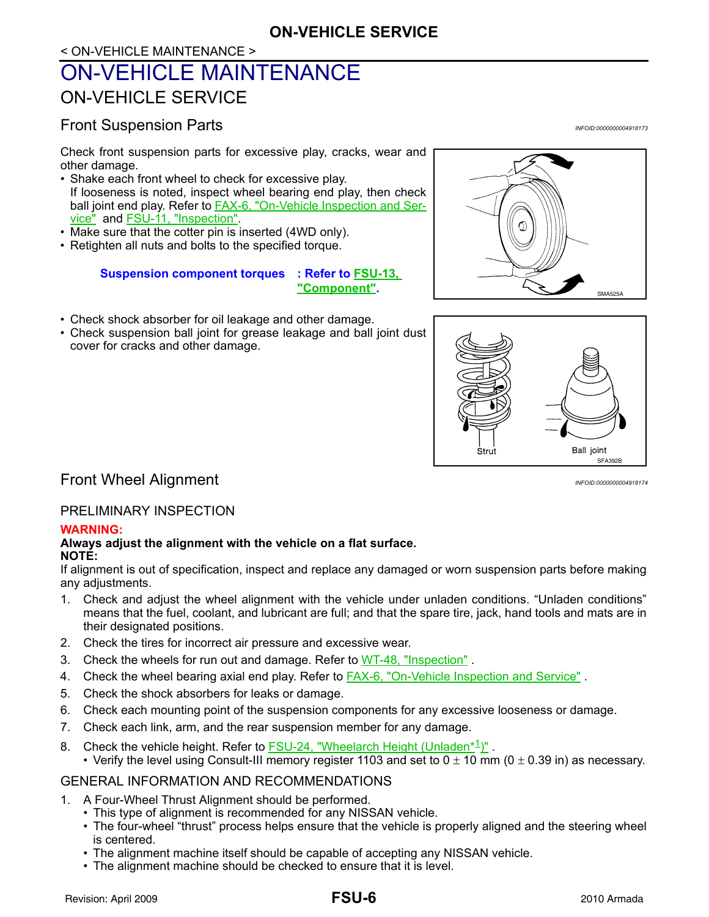< ON-VEHICLE MAINTENANCE >

# ON-VEHICLE MAINTENANCE

## ON-VEHICLE SERVICE

### Front Suspension Parts

*INFOID:0000000004918173*

Check front suspension parts for excessive play, cracks, wear and other damage.

- Shake each front wheel to check for excessive play.
  If looseness is noted, inspect wheel bearing end play, then check ball joint end play. Refer to FAX-6, "On-Vehicle Inspection and Service" and FSU-11, "Inspection".
- Make sure that the cotter pin is inserted (4WD only).
- Retighten all nuts and bolts to the specified torque.

**Suspension component torques : Refer to FSU-13, "Component".**

SMA525A

- Check shock absorber for oil leakage and other damage.
- Check suspension ball joint for grease leakage and ball joint dust cover for cracks and other damage.

Strut　Ball joint

SFA392B

### Front Wheel Alignment

*INFOID:0000000004918174*

#### PRELIMINARY INSPECTION

**WARNING:**

**Always adjust the alignment with the vehicle on a flat surface.**

**NOTE:**

If alignment is out of specification, inspect and replace any damaged or worn suspension parts before making any adjustments.

1. Check and adjust the wheel alignment with the vehicle under unladen conditions. “Unladen conditions” means that the fuel, coolant, and lubricant are full; and that the spare tire, jack, hand tools and mats are in their designated positions.
2. Check the tires for incorrect air pressure and excessive wear.
3. Check the wheels for run out and damage. Refer to WT-48, "Inspection" .
4. Check the wheel bearing axial end play. Refer to FAX-6, "On-Vehicle Inspection and Service" .
5. Check the shock absorbers for leaks or damage.
6. Check each mounting point of the suspension components for any excessive looseness or damage.
7. Check each link, arm, and the rear suspension member for any damage.
8. Check the vehicle height. Refer to FSU-24, "Wheelarch Height (Unladen*[1])" .
   - Verify the level using Consult-III memory register 1103 and set to 0 ± 10 mm (0 ± 0.39 in) as necessary.

#### GENERAL INFORMATION AND RECOMMENDATIONS

1. A Four-Wheel Thrust Alignment should be performed.
   - This type of alignment is recommended for any NISSAN vehicle.
   - The four-wheel “thrust” process helps ensure that the vehicle is properly aligned and the steering wheel is centered.
   - The alignment machine itself should be capable of accepting any NISSAN vehicle.
   - The alignment machine should be checked to ensure that it is level.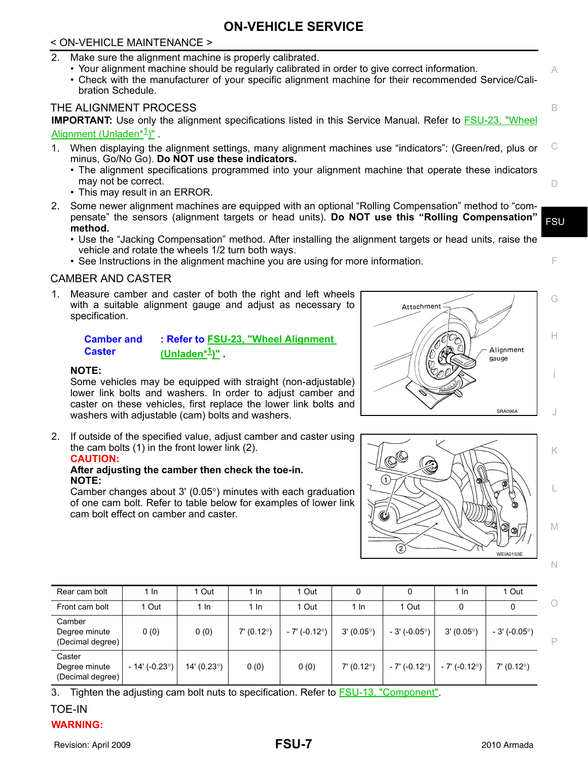< ON-VEHICLE MAINTENANCE >

2. Make sure the alignment machine is properly calibrated.
   - Your alignment machine should be regularly calibrated in order to give correct information.
   - Check with the manufacturer of your specific alignment machine for their recommended Service/Calibration Schedule.

## THE ALIGNMENT PROCESS

**IMPORTANT:** Use only the alignment specifications listed in this Service Manual. Refer to FSU-23, "Wheel Alignment (Unladen*[1])" .

1. When displaying the alignment settings, many alignment machines use "indicators": (Green/red, plus or minus, Go/No Go). **Do NOT use these indicators.**
   - The alignment specifications programmed into your alignment machine that operate these indicators may not be correct.
   - This may result in an ERROR.
2. Some newer alignment machines are equipped with an optional "Rolling Compensation" method to "compensate" the sensors (alignment targets or head units). **Do NOT use this "Rolling Compensation" method.**
   - Use the "Jacking Compensation" method. After installing the alignment targets or head units, raise the vehicle and rotate the wheels 1/2 turn both ways.
   - See Instructions in the alignment machine you are using for more information.

## CAMBER AND CASTER

1. Measure camber and caster of both the right and left wheels with a suitable alignment gauge and adjust as necessary to specification.

   **Camber and Caster** : **Refer to FSU-23, "Wheel Alignment (Unladen*[1])" .**

   **NOTE:**
   Some vehicles may be equipped with straight (non-adjustable) lower link bolts and washers. In order to adjust camber and caster on these vehicles, first replace the lower link bolts and washers with adjustable (cam) bolts and washers.

Attachment
Alignment gauge
SRA096A

2. If outside of the specified value, adjust camber and caster using the cam bolts (1) in the front lower link (2).
   **CAUTION:**
   **After adjusting the camber then check the toe-in.**
   **NOTE:**
   Camber changes about 3' (0.05°) minutes with each graduation of one cam bolt. Refer to table below for examples of lower link cam bolt effect on camber and caster.

WEIA0153E

| Rear cam bolt | 1 In | 1 Out | 1 In | 1 Out | 0 | 0 | 1 In | 1 Out |
|---|---|---|---|---|---|---|---|---|
| Front cam bolt | 1 Out | 1 In | 1 In | 1 Out | 1 In | 1 Out | 0 | 0 |
| Camber Degree minute (Decimal degree) | 0 (0) | 0 (0) | 7' (0.12°) | - 7' (-0.12°) | 3' (0.05°) | - 3' (-0.05°) | 3' (0.05°) | - 3' (-0.05°) |
| Caster Degree minute (Decimal degree) | - 14' (-0.23°) | 14' (0.23°) | 0 (0) | 0 (0) | 7' (0.12°) | - 7' (-0.12°) | - 7' (-0.12°) | 7' (0.12°) |

3. Tighten the adjusting cam bolt nuts to specification. Refer to FSU-13, "Component".

## TOE-IN

**WARNING:**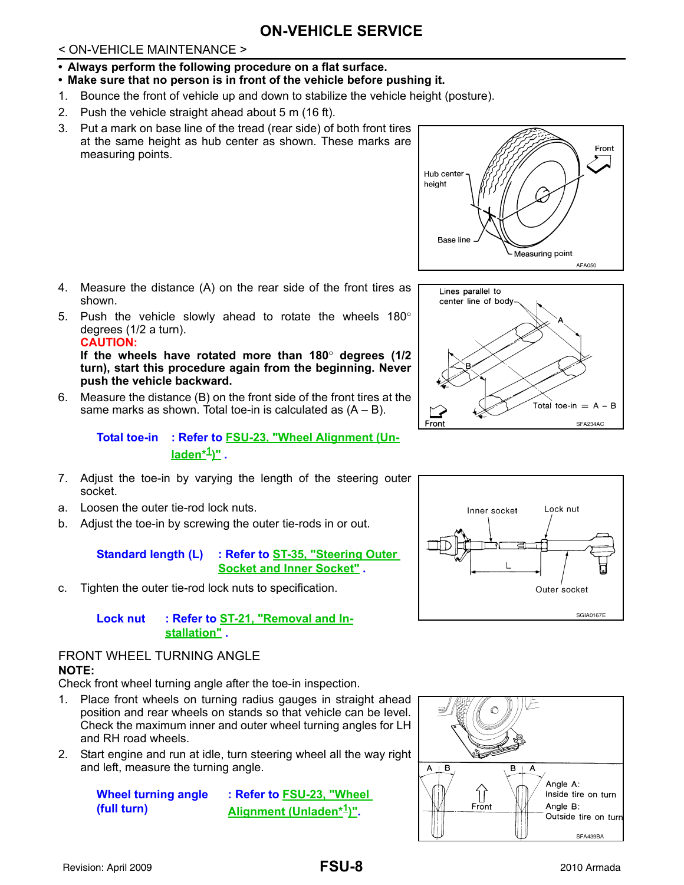< ON-VEHICLE MAINTENANCE >

# ON-VEHICLE SERVICE

- **Always perform the following procedure on a flat surface.**
- **Make sure that no person is in front of the vehicle before pushing it.**

1. Bounce the front of vehicle up and down to stabilize the vehicle height (posture).
2. Push the vehicle straight ahead about 5 m (16 ft).
3. Put a mark on base line of the tread (rear side) of both front tires at the same height as hub center as shown. These marks are measuring points.

Hub center height
Base line
Measuring point
Front
AFA050

4. Measure the distance (A) on the rear side of the front tires as shown.
5. Push the vehicle slowly ahead to rotate the wheels 180° degrees (1/2 a turn).

   **CAUTION:**

   **If the wheels have rotated more than 180° degrees (1/2 turn), start this procedure again from the beginning. Never push the vehicle backward.**
6. Measure the distance (B) on the front side of the front tires at the same marks as shown. Total toe-in is calculated as (A – B).

Lines parallel to center line of body
Total toe-in = A – B
Front
SFA234AC

**Total toe-in** : Refer to FSU-23, "Wheel Alignment (Unladen*[1])" .

7. Adjust the toe-in by varying the length of the steering outer socket.

a. Loosen the outer tie-rod lock nuts.

b. Adjust the toe-in by screwing the outer tie-rods in or out.

**Standard length (L)** : Refer to ST-35, "Steering Outer Socket and Inner Socket" .

c. Tighten the outer tie-rod lock nuts to specification.

**Lock nut** : Refer to ST-21, "Removal and Installation" .

Inner socket
Lock nut
Outer socket
SGIA0167E

FRONT WHEEL TURNING ANGLE

**NOTE:**

Check front wheel turning angle after the toe-in inspection.

1. Place front wheels on turning radius gauges in straight ahead position and rear wheels on stands so that vehicle can be level. Check the maximum inner and outer wheel turning angles for LH and RH road wheels.
2. Start engine and run at idle, turn steering wheel all the way right and left, measure the turning angle.

**Wheel turning angle (full turn)** : Refer to FSU-23, "Wheel Alignment (Unladen*[1])".

Angle A: Inside tire on turn
Angle B: Outside tire on turn
Front
SFA439BA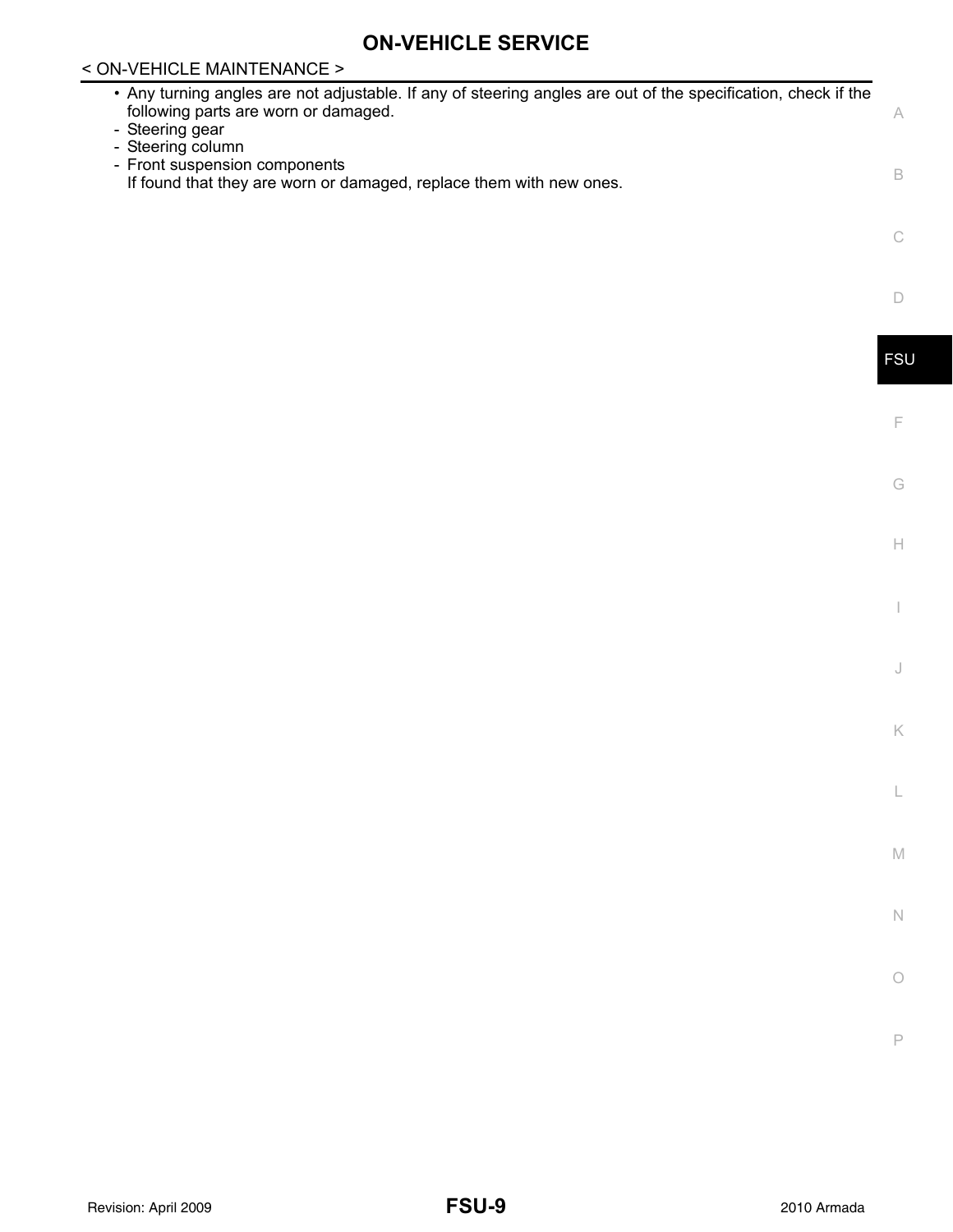- Any turning angles are not adjustable. If any of steering angles are out of the specification, check if the following parts are worn or damaged.
  - Steering gear
  - Steering column
  - Front suspension components

  If found that they are worn or damaged, replace them with new ones.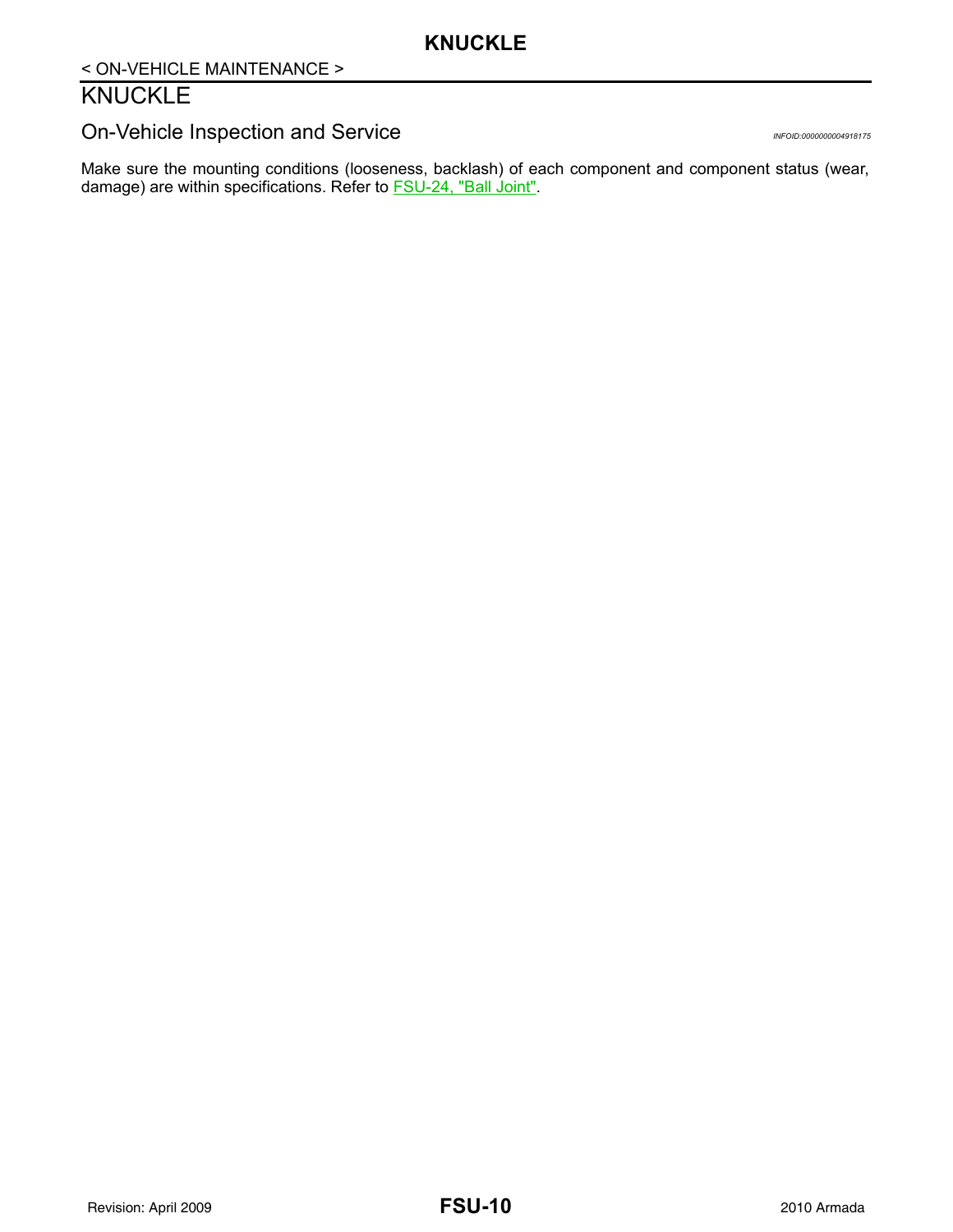< ON-VEHICLE MAINTENANCE >

# KNUCKLE

## On-Vehicle Inspection and Service

INFOID:0000000004918175

Make sure the mounting conditions (looseness, backlash) of each component and component status (wear, damage) are within specifications. Refer to FSU-24, "Ball Joint".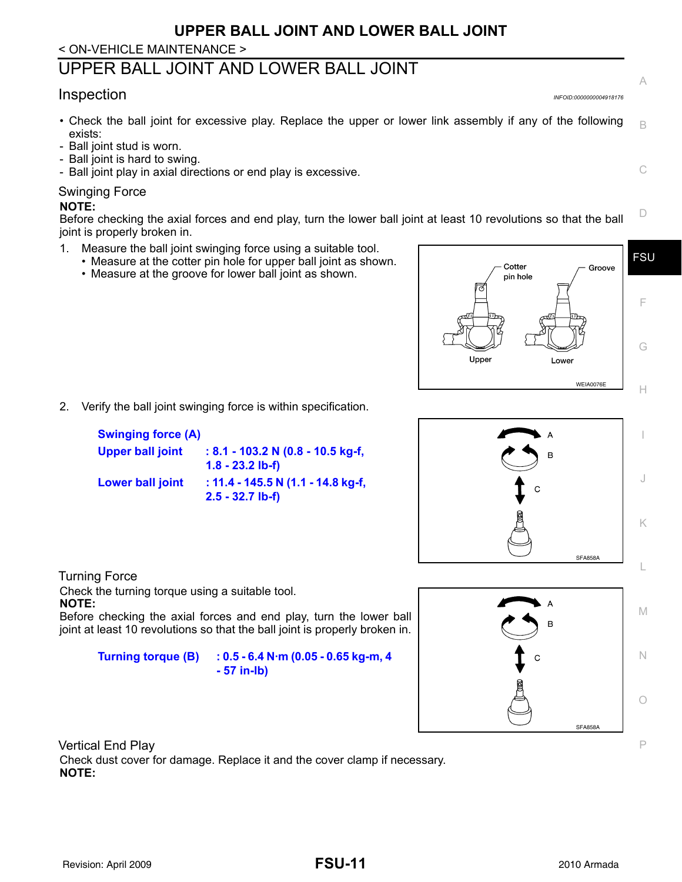# UPPER BALL JOINT AND LOWER BALL JOINT

## Inspection

INFOID:0000000004918176

- Check the ball joint for excessive play. Replace the upper or lower link assembly if any of the following exists:
- Ball joint stud is worn.
- Ball joint is hard to swing.
- Ball joint play in axial directions or end play is excessive.

### Swinging Force

**NOTE:**
Before checking the axial forces and end play, turn the lower ball joint at least 10 revolutions so that the ball joint is properly broken in.

1. Measure the ball joint swinging force using a suitable tool.
   - Measure at the cotter pin hole for upper ball joint as shown.
   - Measure at the groove for lower ball joint as shown.
2. Verify the ball joint swinging force is within specification.

**Swinging force (A)**

| | |
|---|---|
| **Upper ball joint** | **: 8.1 - 103.2 N (0.8 - 10.5 kg-f, 1.8 - 23.2 lb-f)** |
| **Lower ball joint** | **: 11.4 - 145.5 N (1.1 - 14.8 kg-f, 2.5 - 32.7 lb-f)** |

### Turning Force

Check the turning torque using a suitable tool.

**NOTE:**
Before checking the axial forces and end play, turn the lower ball joint at least 10 revolutions so that the ball joint is properly broken in.

**Turning torque (B)** **: 0.5 - 6.4 N·m (0.05 - 0.65 kg-m, 4 - 57 in-lb)**

### Vertical End Play

Check dust cover for damage. Replace it and the cover clamp if necessary.

**NOTE:**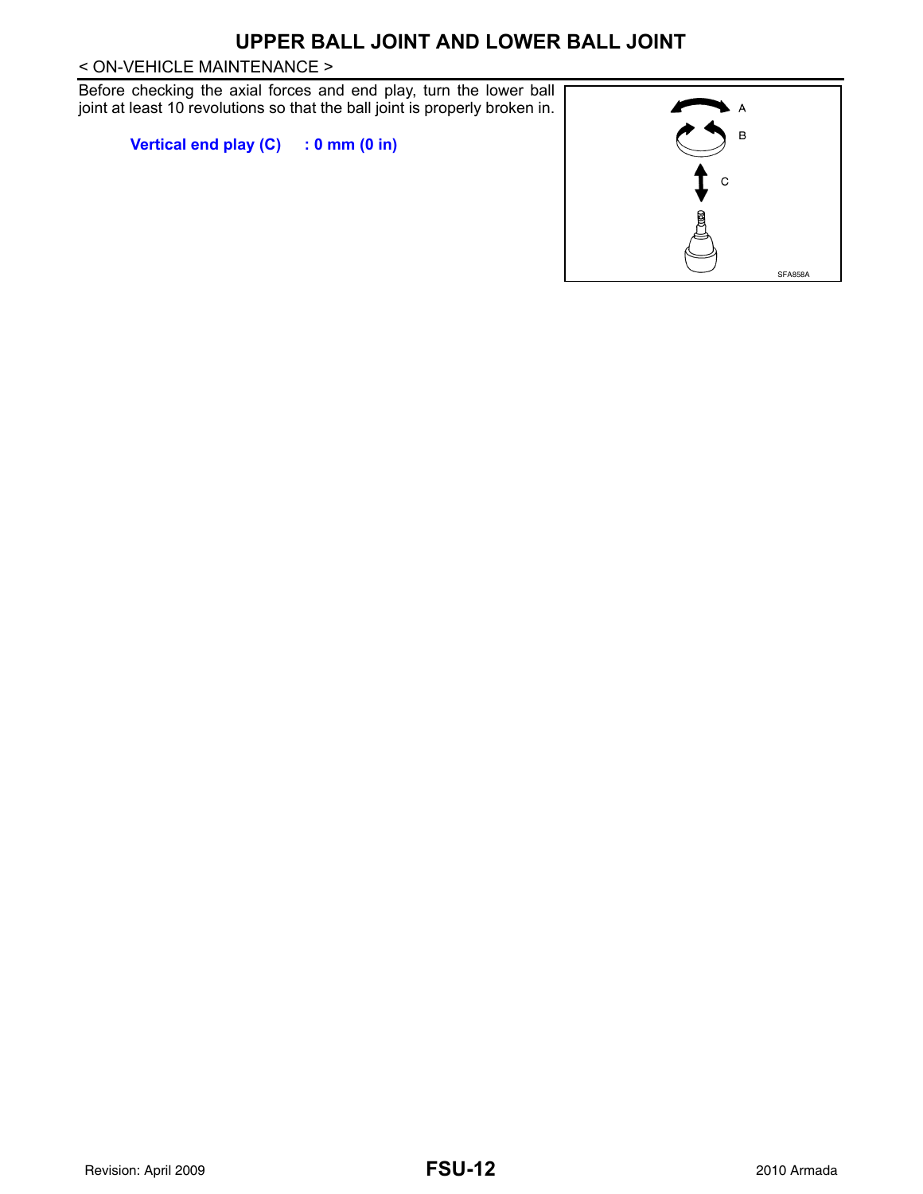Before checking the axial forces and end play, turn the lower ball joint at least 10 revolutions so that the ball joint is properly broken in.

**Vertical end play (C) : 0 mm (0 in)**

A

B

C

SFA858A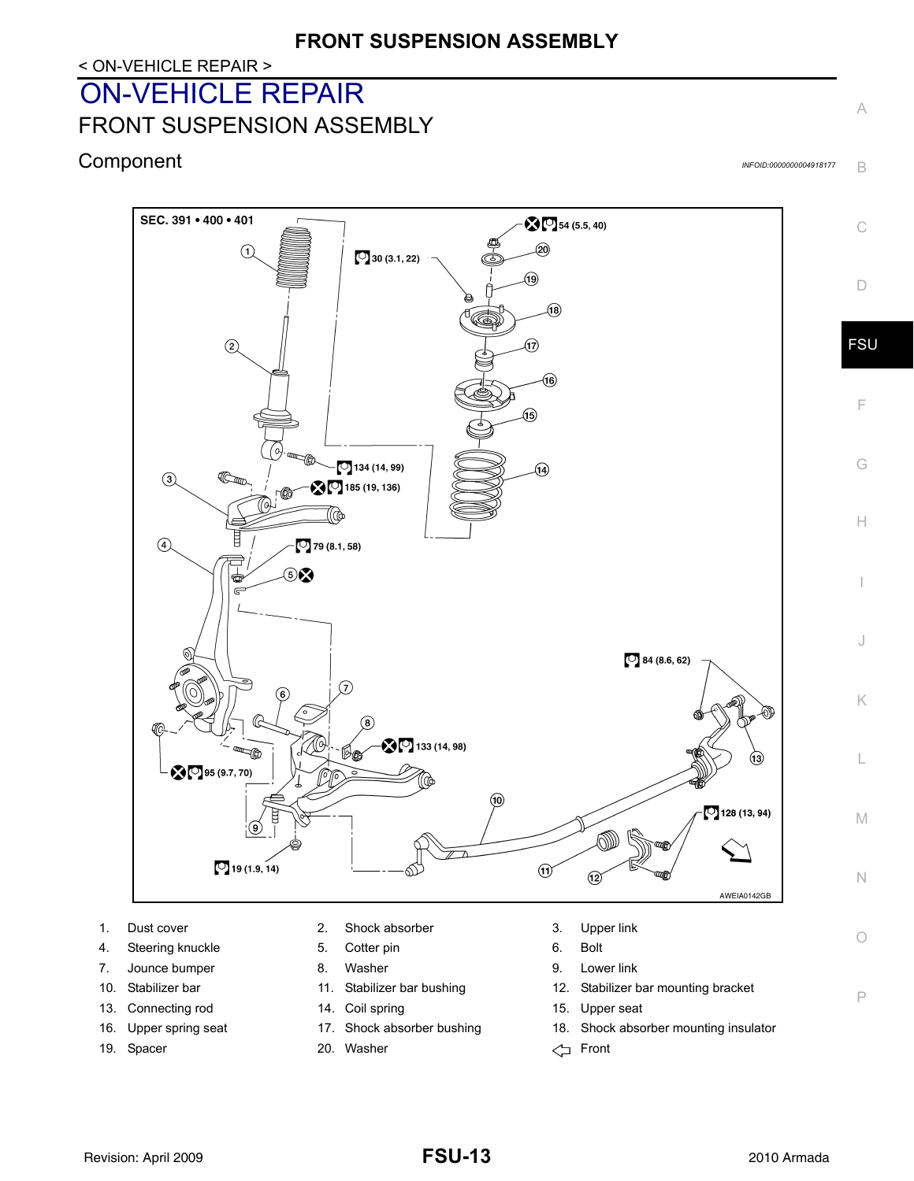< ON-VEHICLE REPAIR >

# ON-VEHICLE REPAIR

## FRONT SUSPENSION ASSEMBLY

### Component

INFOID:0000000004918177

SEC. 391 • 400 • 401

54 (5.5, 40)
30 (3.1, 22)
134 (14, 99)
185 (19, 136)
79 (8.1, 58)
84 (8.6, 62)
133 (14, 98)
95 (9.7, 70)
128 (13, 94)
19 (1.9, 14)

AWEIA0142GB

| | | | | | |
|---|---|---|---|---|---|
| 1. | Dust cover | 2. | Shock absorber | 3. | Upper link |
| 4. | Steering knuckle | 5. | Cotter pin | 6. | Bolt |
| 7. | Jounce bumper | 8. | Washer | 9. | Lower link |
| 10. | Stabilizer bar | 11. | Stabilizer bar bushing | 12. | Stabilizer bar mounting bracket |
| 13. | Connecting rod | 14. | Coil spring | 15. | Upper seat |
| 16. | Upper spring seat | 17. | Shock absorber bushing | 18. | Shock absorber mounting insulator |
| 19. | Spacer | 20. | Washer | ⇦ | Front |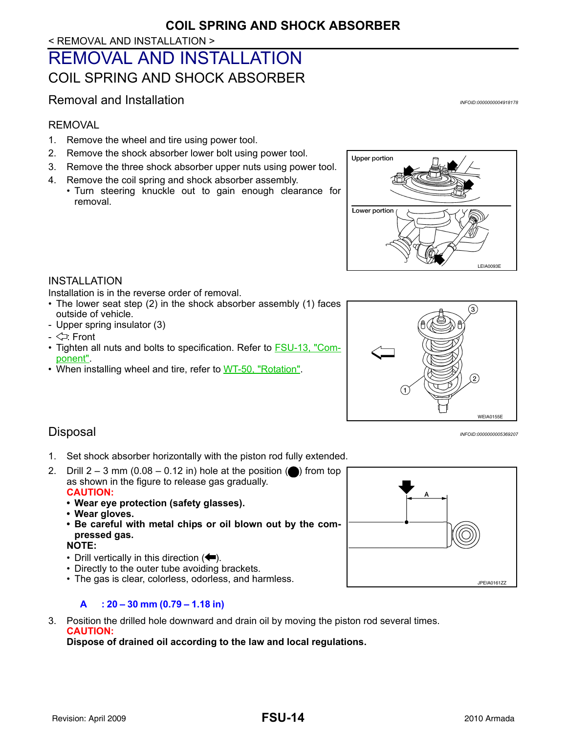# REMOVAL AND INSTALLATION

## COIL SPRING AND SHOCK ABSORBER

### Removal and Installation

INFOID:0000000004918178

REMOVAL

1. Remove the wheel and tire using power tool.
2. Remove the shock absorber lower bolt using power tool.
3. Remove the three shock absorber upper nuts using power tool.
4. Remove the coil spring and shock absorber assembly.
   - Turn steering knuckle out to gain enough clearance for removal.

Upper portion

Lower portion

LEIA0093E

INSTALLATION

Installation is in the reverse order of removal.

- The lower seat step (2) in the shock absorber assembly (1) faces outside of vehicle.
- Upper spring insulator (3)
- ⇦: Front
- Tighten all nuts and bolts to specification. Refer to FSU-13, "Component".
- When installing wheel and tire, refer to WT-50, "Rotation".

WEIA0155E

### Disposal

INFOID:0000000005369207

1. Set shock absorber horizontally with the piston rod fully extended.
2. Drill 2 – 3 mm (0.08 – 0.12 in) hole at the position (●) from top as shown in the figure to release gas gradually.

   **CAUTION:**
   - **Wear eye protection (safety glasses).**
   - **Wear gloves.**
   - **Be careful with metal chips or oil blown out by the compressed gas.**

   **NOTE:**
   - Drill vertically in this direction (⬅).
   - Directly to the outer tube avoiding brackets.
   - The gas is clear, colorless, odorless, and harmless.

JPEIA0161ZZ

**A : 20 – 30 mm (0.79 – 1.18 in)**

3. Position the drilled hole downward and drain oil by moving the piston rod several times.

   **CAUTION:**
   **Dispose of drained oil according to the law and local regulations.**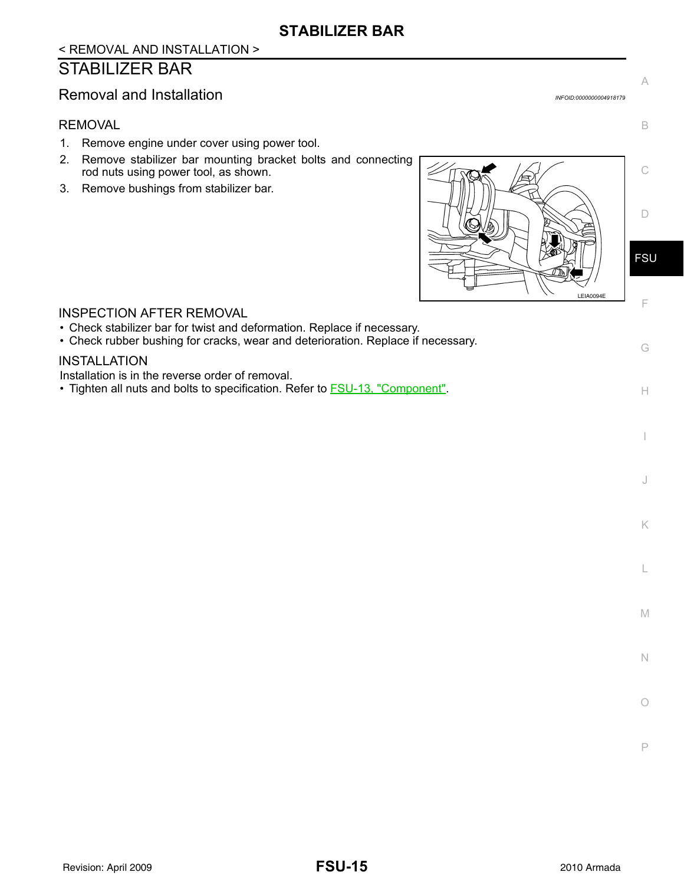# STABILIZER BAR

## Removal and Installation

INFOID:0000000004918179

### REMOVAL

1. Remove engine under cover using power tool.
2. Remove stabilizer bar mounting bracket bolts and connecting rod nuts using power tool, as shown.
3. Remove bushings from stabilizer bar.

LEIA0094E

### INSPECTION AFTER REMOVAL

- Check stabilizer bar for twist and deformation. Replace if necessary.
- Check rubber bushing for cracks, wear and deterioration. Replace if necessary.

### INSTALLATION

Installation is in the reverse order of removal.

- Tighten all nuts and bolts to specification. Refer to FSU-13, "Component".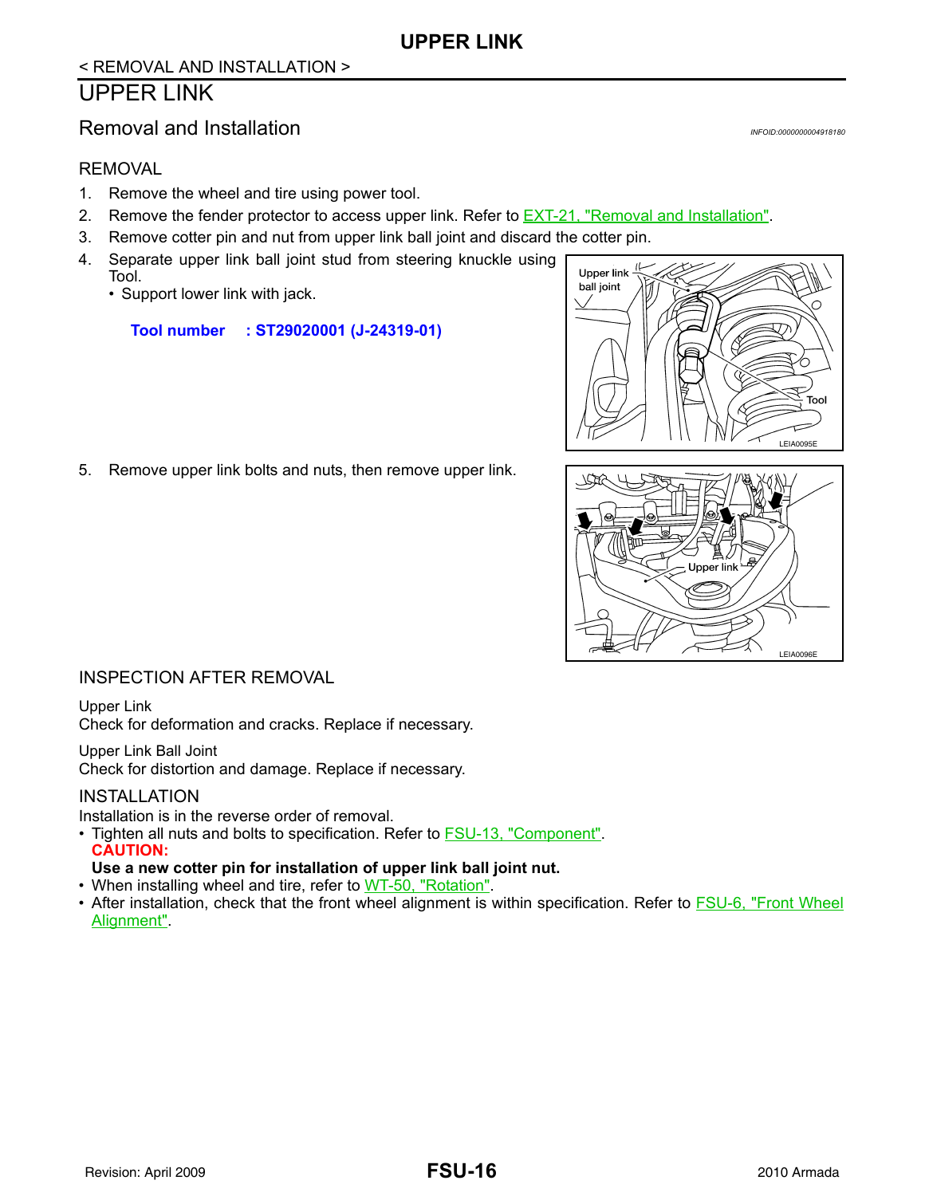# UPPER LINK

< REMOVAL AND INSTALLATION >

## UPPER LINK

### Removal and Installation

INFOID:0000000004918180

#### REMOVAL

1. Remove the wheel and tire using power tool.
2. Remove the fender protector to access upper link. Refer to EXT-21, "Removal and Installation".
3. Remove cotter pin and nut from upper link ball joint and discard the cotter pin.
4. Separate upper link ball joint stud from steering knuckle using Tool.
   - Support lower link with jack.

   **Tool number : ST29020001 (J-24319-01)**

5. Remove upper link bolts and nuts, then remove upper link.

#### INSPECTION AFTER REMOVAL

Upper Link

Check for deformation and cracks. Replace if necessary.

Upper Link Ball Joint

Check for distortion and damage. Replace if necessary.

#### INSTALLATION

Installation is in the reverse order of removal.

- Tighten all nuts and bolts to specification. Refer to FSU-13, "Component".

  **CAUTION:**

  **Use a new cotter pin for installation of upper link ball joint nut.**
- When installing wheel and tire, refer to WT-50, "Rotation".
- After installation, check that the front wheel alignment is within specification. Refer to FSU-6, "Front Wheel Alignment".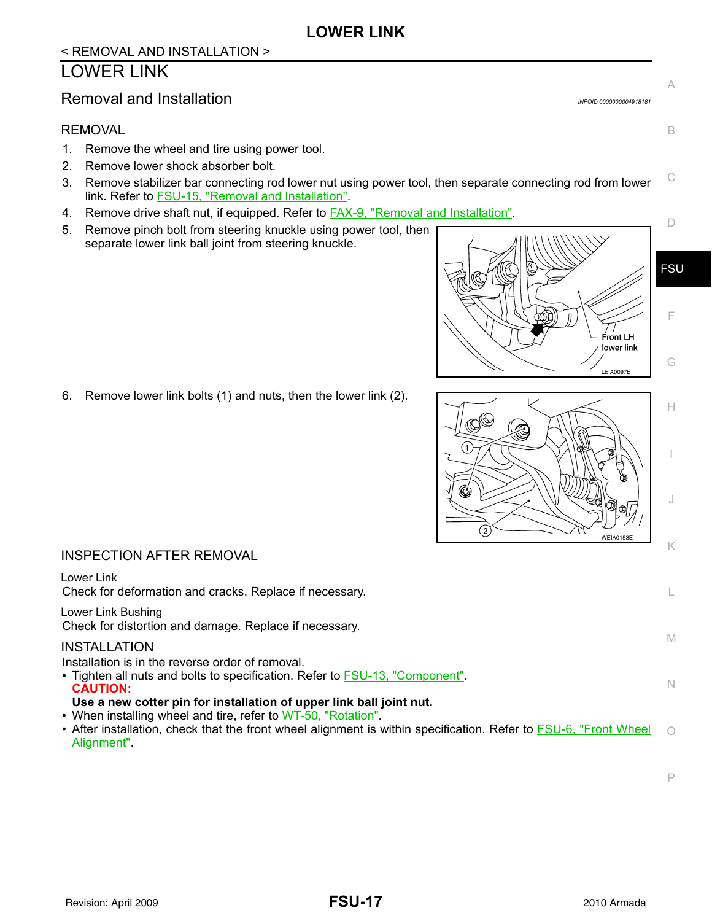# LOWER LINK

## Removal and Installation

INFOID:0000000004918181

### REMOVAL

1. Remove the wheel and tire using power tool.
2. Remove lower shock absorber bolt.
3. Remove stabilizer bar connecting rod lower nut using power tool, then separate connecting rod from lower link. Refer to FSU-15, "Removal and Installation".
4. Remove drive shaft nut, if equipped. Refer to FAX-9, "Removal and Installation".
5. Remove pinch bolt from steering knuckle using power tool, then separate lower link ball joint from steering knuckle.

Front LH lower link

LEIA0097E

6. Remove lower link bolts (1) and nuts, then the lower link (2).

WEIA0153E

### INSPECTION AFTER REMOVAL

Lower Link

Check for deformation and cracks. Replace if necessary.

Lower Link Bushing

Check for distortion and damage. Replace if necessary.

### INSTALLATION

Installation is in the reverse order of removal.

- Tighten all nuts and bolts to specification. Refer to FSU-13, "Component".
  **CAUTION:**
  **Use a new cotter pin for installation of upper link ball joint nut.**
- When installing wheel and tire, refer to WT-50, "Rotation".
- After installation, check that the front wheel alignment is within specification. Refer to FSU-6, "Front Wheel Alignment".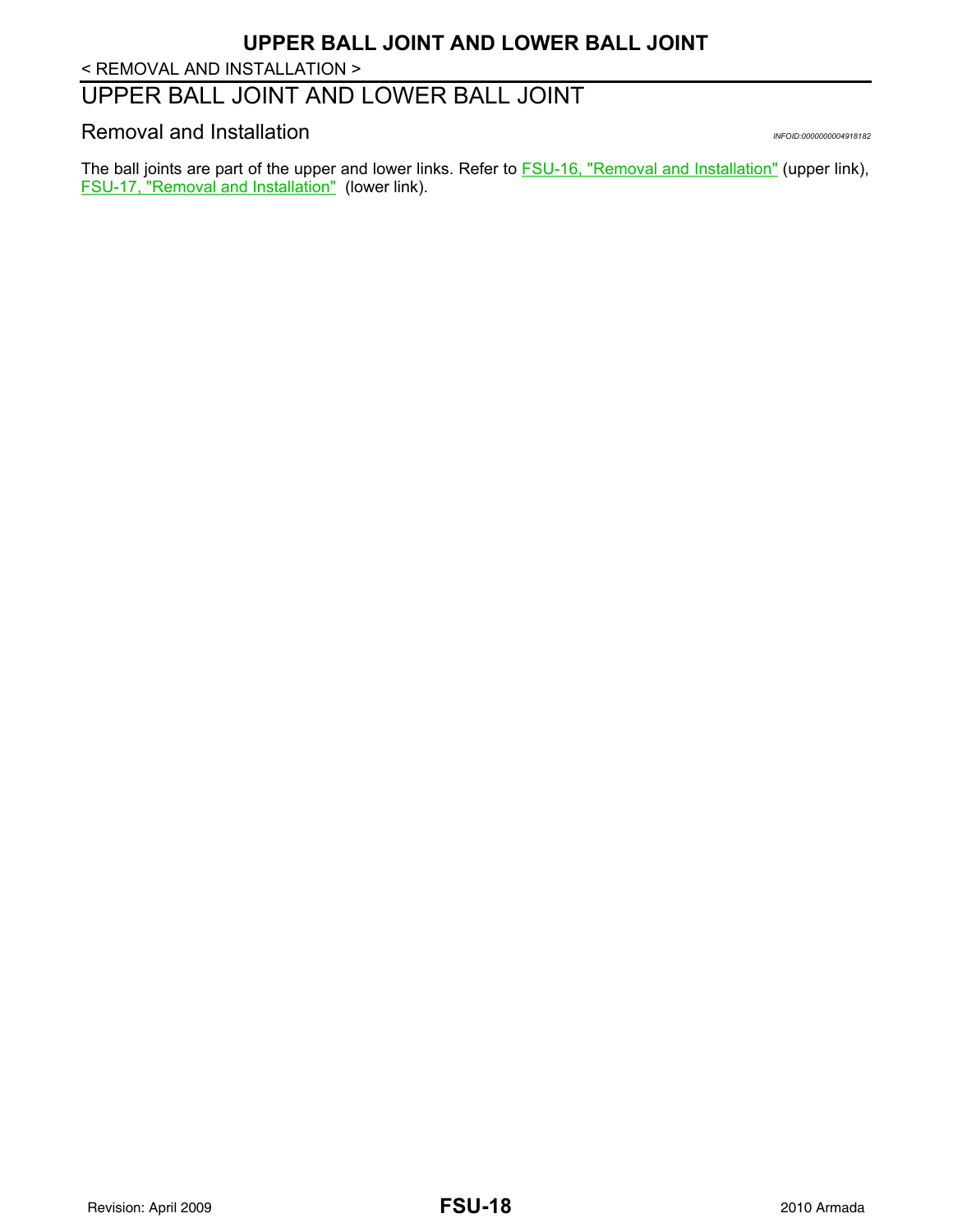# UPPER BALL JOINT AND LOWER BALL JOINT

## Removal and Installation

*INFOID:0000000004918182*

The ball joints are part of the upper and lower links. Refer to FSU-16, "Removal and Installation" (upper link), FSU-17, "Removal and Installation" (lower link).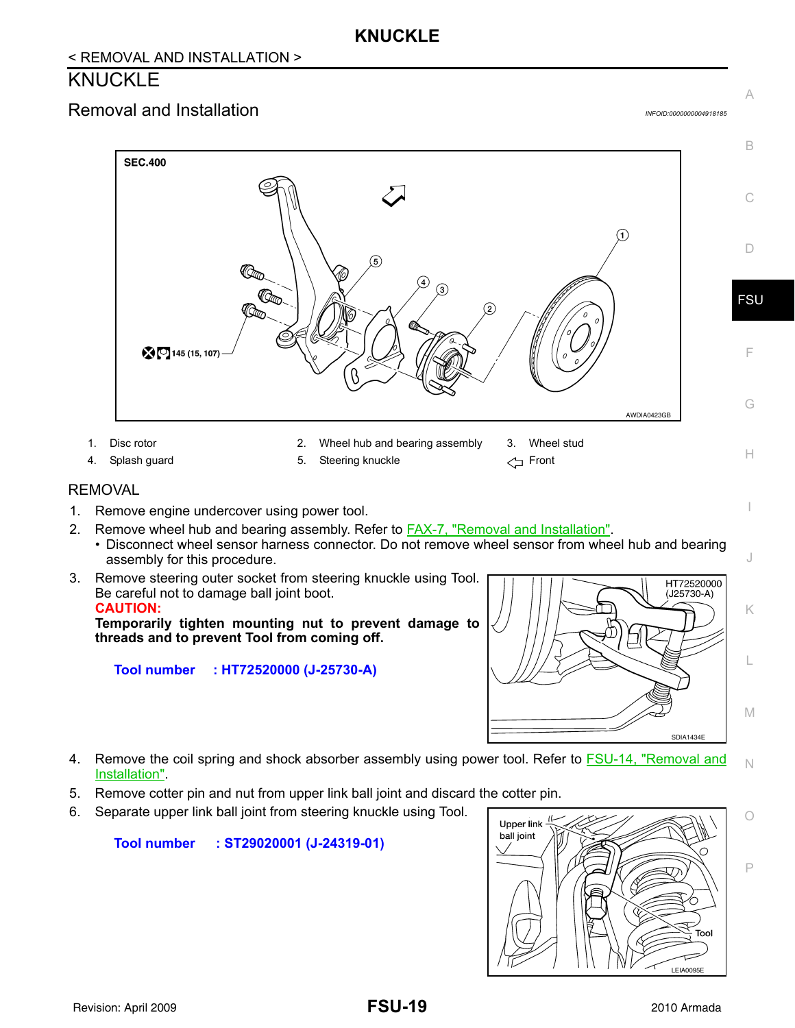# KNUCKLE

## Removal and Installation

INFOID:0000000004918185

| 1. | Disc rotor | 2. | Wheel hub and bearing assembly | 3. | Wheel stud |
|---|---|---|---|---|---|
| 4. | Splash guard | 5. | Steering knuckle | ⇦ | Front |

### REMOVAL

1. Remove engine undercover using power tool.
2. Remove wheel hub and bearing assembly. Refer to FAX-7, "Removal and Installation".
   - Disconnect wheel sensor harness connector. Do not remove wheel sensor from wheel hub and bearing assembly for this procedure.
3. Remove steering outer socket from steering knuckle using Tool. Be careful not to damage ball joint boot.

   **CAUTION:**

   **Temporarily tighten mounting nut to prevent damage to threads and to prevent Tool from coming off.**

   **Tool number : HT72520000 (J-25730-A)**

4. Remove the coil spring and shock absorber assembly using power tool. Refer to FSU-14, "Removal and Installation".
5. Remove cotter pin and nut from upper link ball joint and discard the cotter pin.
6. Separate upper link ball joint from steering knuckle using Tool.

   **Tool number : ST29020001 (J-24319-01)**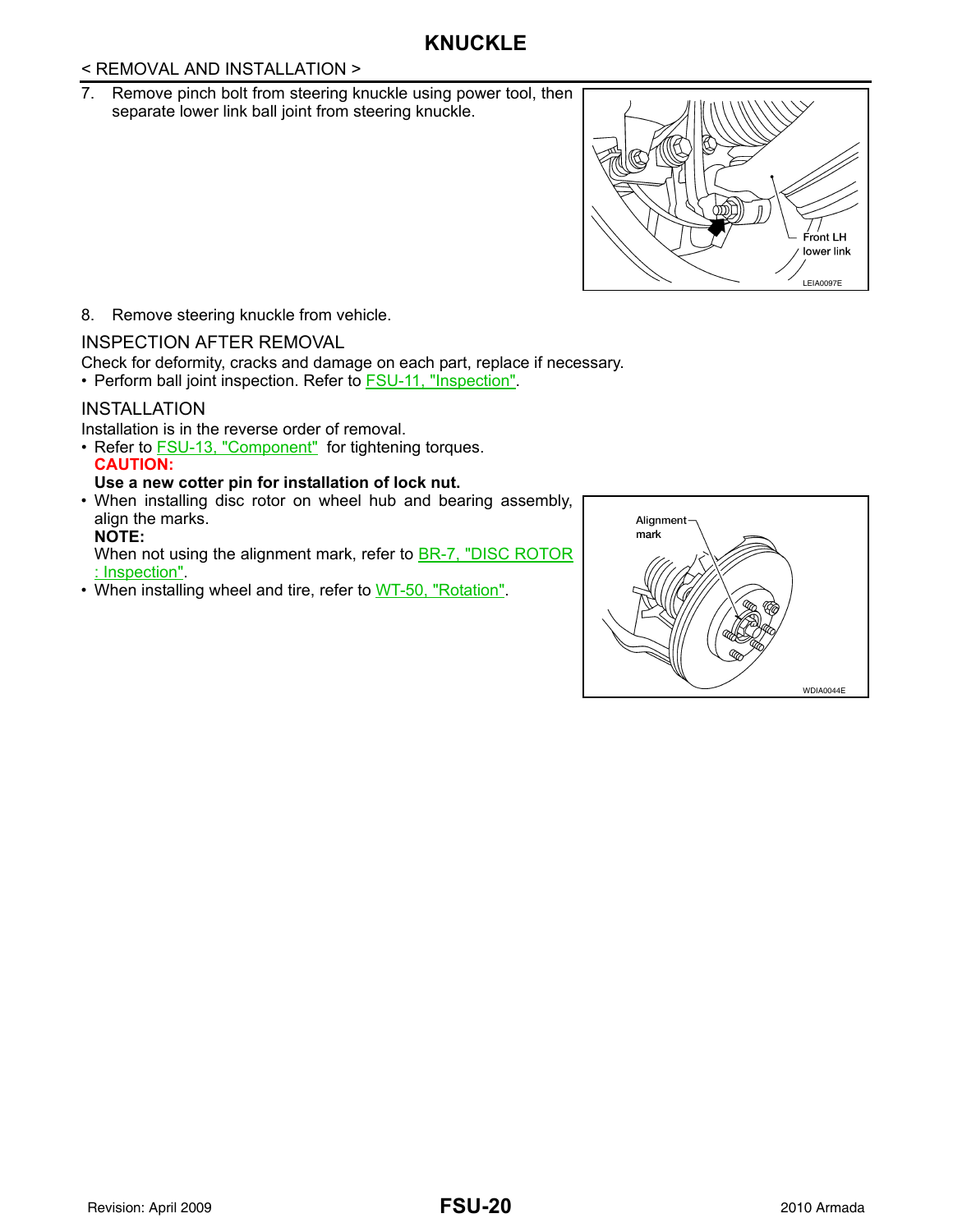# KNUCKLE

< REMOVAL AND INSTALLATION >

7. Remove pinch bolt from steering knuckle using power tool, then separate lower link ball joint from steering knuckle.

Front LH lower link

LEIA0097E

8. Remove steering knuckle from vehicle.

## INSPECTION AFTER REMOVAL

Check for deformity, cracks and damage on each part, replace if necessary.

- Perform ball joint inspection. Refer to FSU-11, "Inspection".

## INSTALLATION

Installation is in the reverse order of removal.

- Refer to FSU-13, "Component" for tightening torques.
  **CAUTION:**
  **Use a new cotter pin for installation of lock nut.**
- When installing disc rotor on wheel hub and bearing assembly, align the marks.
  **NOTE:**
  When not using the alignment mark, refer to BR-7, "DISC ROTOR : Inspection".
- When installing wheel and tire, refer to WT-50, "Rotation".

Alignment mark

WDIA0044E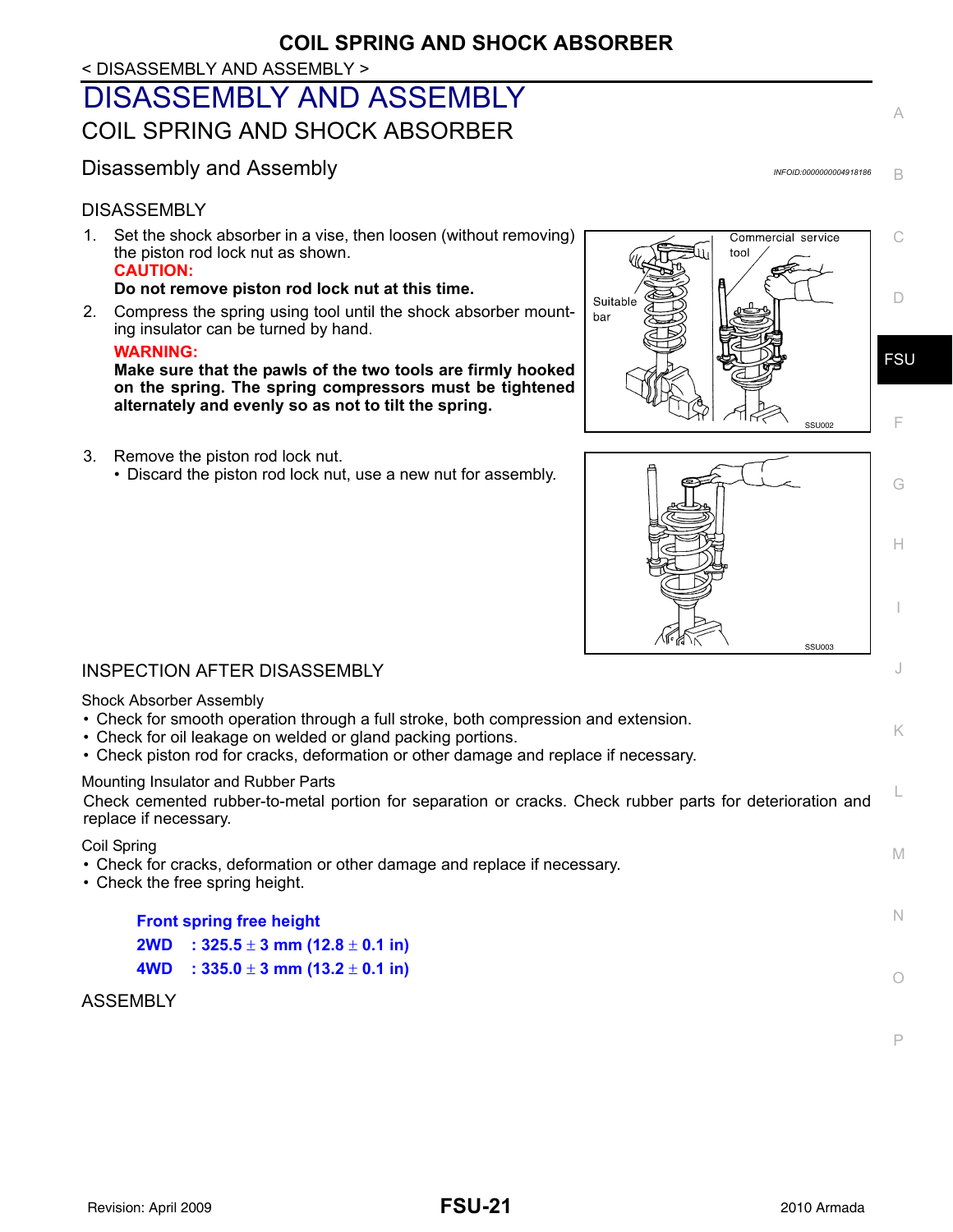# DISASSEMBLY AND ASSEMBLY

## COIL SPRING AND SHOCK ABSORBER

### Disassembly and Assembly

INFOID:0000000004918186

#### DISASSEMBLY

1. Set the shock absorber in a vise, then loosen (without removing) the piston rod lock nut as shown.

   **CAUTION:**

   **Do not remove piston rod lock nut at this time.**

2. Compress the spring using tool until the shock absorber mounting insulator can be turned by hand.

   **WARNING:**

   **Make sure that the pawls of the two tools are firmly hooked on the spring. The spring compressors must be tightened alternately and evenly so as not to tilt the spring.**

Suitable bar

Commercial service tool

SSU002

3. Remove the piston rod lock nut.
   - Discard the piston rod lock nut, use a new nut for assembly.

SSU003

#### INSPECTION AFTER DISASSEMBLY

Shock Absorber Assembly

- Check for smooth operation through a full stroke, both compression and extension.
- Check for oil leakage on welded or gland packing portions.
- Check piston rod for cracks, deformation or other damage and replace if necessary.

Mounting Insulator and Rubber Parts

Check cemented rubber-to-metal portion for separation or cracks. Check rubber parts for deterioration and replace if necessary.

Coil Spring

- Check for cracks, deformation or other damage and replace if necessary.
- Check the free spring height.

**Front spring free height**

**2WD : 325.5 ± 3 mm (12.8 ± 0.1 in)**

**4WD : 335.0 ± 3 mm (13.2 ± 0.1 in)**

#### ASSEMBLY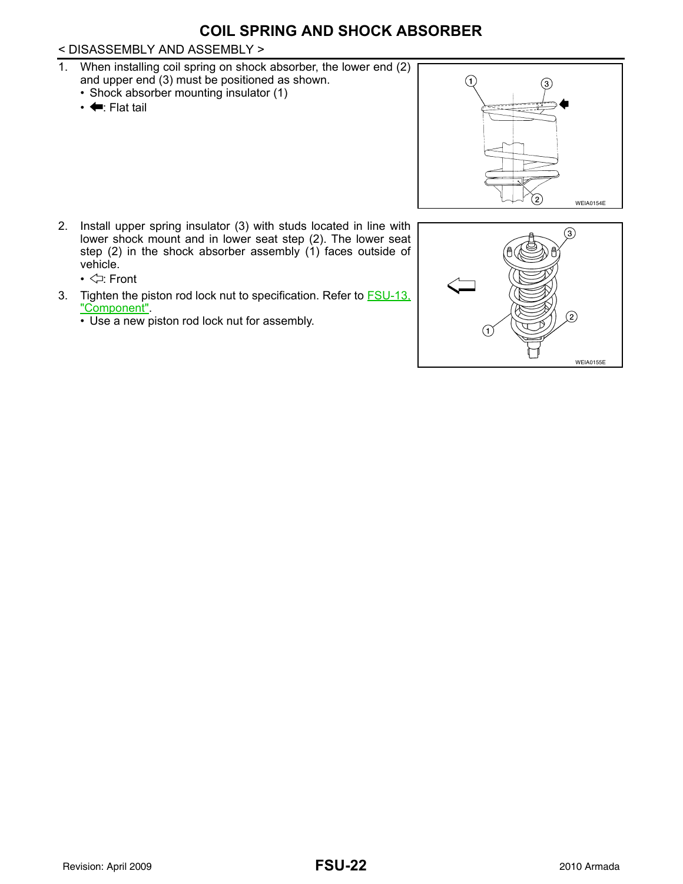# COIL SPRING AND SHOCK ABSORBER

< DISASSEMBLY AND ASSEMBLY >

1. When installing coil spring on shock absorber, the lower end (2) and upper end (3) must be positioned as shown.
   - Shock absorber mounting insulator (1)
   - ⬅: Flat tail

WEIA0154E

2. Install upper spring insulator (3) with studs located in line with lower shock mount and in lower seat step (2). The lower seat step (2) in the shock absorber assembly (1) faces outside of vehicle.
   - ⇦: Front
3. Tighten the piston rod lock nut to specification. Refer to FSU-13, "Component".
   - Use a new piston rod lock nut for assembly.

WEIA0155E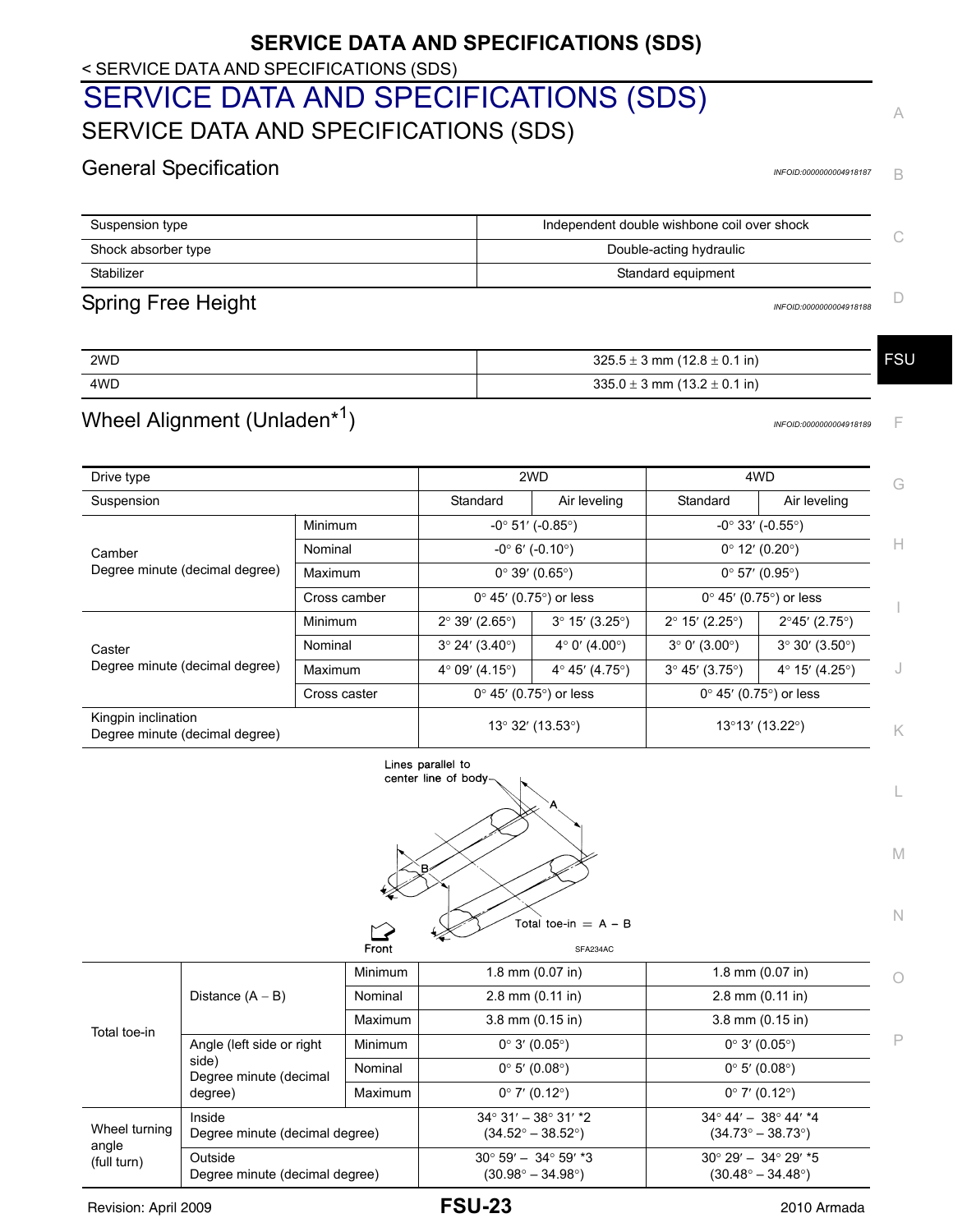< SERVICE DATA AND SPECIFICATIONS (SDS)

# SERVICE DATA AND SPECIFICATIONS (SDS)

## SERVICE DATA AND SPECIFICATIONS (SDS)

### General Specification

INFOID:0000000004918187

| | |
|---|---|
| Suspension type | Independent double wishbone coil over shock |
| Shock absorber type | Double-acting hydraulic |
| Stabilizer | Standard equipment |

### Spring Free Height

INFOID:0000000004918188

| | |
|---|---|
| 2WD | 325.5 ± 3 mm (12.8 ± 0.1 in) |
| 4WD | 335.0 ± 3 mm (13.2 ± 0.1 in) |

### Wheel Alignment (Unladen*1)

INFOID:0000000004918189

| Drive type | | 2WD | | 4WD | |
|---|---|---|---|---|---|
| Suspension | | Standard | Air leveling | Standard | Air leveling |
| Camber<br>Degree minute (decimal degree) | Minimum | -0° 51′ (-0.85°) | | -0° 33′ (-0.55°) | |
| | Nominal | -0° 6′ (-0.10°) | | 0° 12′ (0.20°) | |
| | Maximum | 0° 39′ (0.65°) | | 0° 57′ (0.95°) | |
| | Cross camber | 0° 45′ (0.75°) or less | | 0° 45′ (0.75°) or less | |
| Caster<br>Degree minute (decimal degree) | Minimum | 2° 39′ (2.65°) | 3° 15′ (3.25°) | 2° 15′ (2.25°) | 2°45′ (2.75°) |
| | Nominal | 3° 24′ (3.40°) | 4° 0′ (4.00°) | 3° 0′ (3.00°) | 3° 30′ (3.50°) |
| | Maximum | 4° 09′ (4.15°) | 4° 45′ (4.75°) | 3° 45′ (3.75°) | 4° 15′ (4.25°) |
| | Cross caster | 0° 45′ (0.75°) or less | | 0° 45′ (0.75°) or less | |
| Kingpin inclination<br>Degree minute (decimal degree) | | 13° 32′ (13.53°) | | 13°13′ (13.22°) | |

Lines parallel to center line of body

Total toe-in = A − B

Front

SFA234AC

| | | | 2WD | 4WD |
|---|---|---|---|---|
| Total toe-in | Distance (A – B) | Minimum | 1.8 mm (0.07 in) | 1.8 mm (0.07 in) |
| | | Nominal | 2.8 mm (0.11 in) | 2.8 mm (0.11 in) |
| | | Maximum | 3.8 mm (0.15 in) | 3.8 mm (0.15 in) |
| | Angle (left side or right side)<br>Degree minute (decimal degree) | Minimum | 0° 3′ (0.05°) | 0° 3′ (0.05°) |
| | | Nominal | 0° 5′ (0.08°) | 0° 5′ (0.08°) |
| | | Maximum | 0° 7′ (0.12°) | 0° 7′ (0.12°) |
| Wheel turning angle (full turn) | Inside<br>Degree minute (decimal degree) | | 34° 31′ – 38° 31′ *2<br>(34.52° – 38.52°) | 34° 44′ – 38° 44′ *4<br>(34.73° – 38.73°) |
| | Outside<br>Degree minute (decimal degree) | | 30° 59′ – 34° 59′ *3<br>(30.98° – 34.98°) | 30° 29′ – 34° 29′ *5<br>(30.48° – 34.48°) |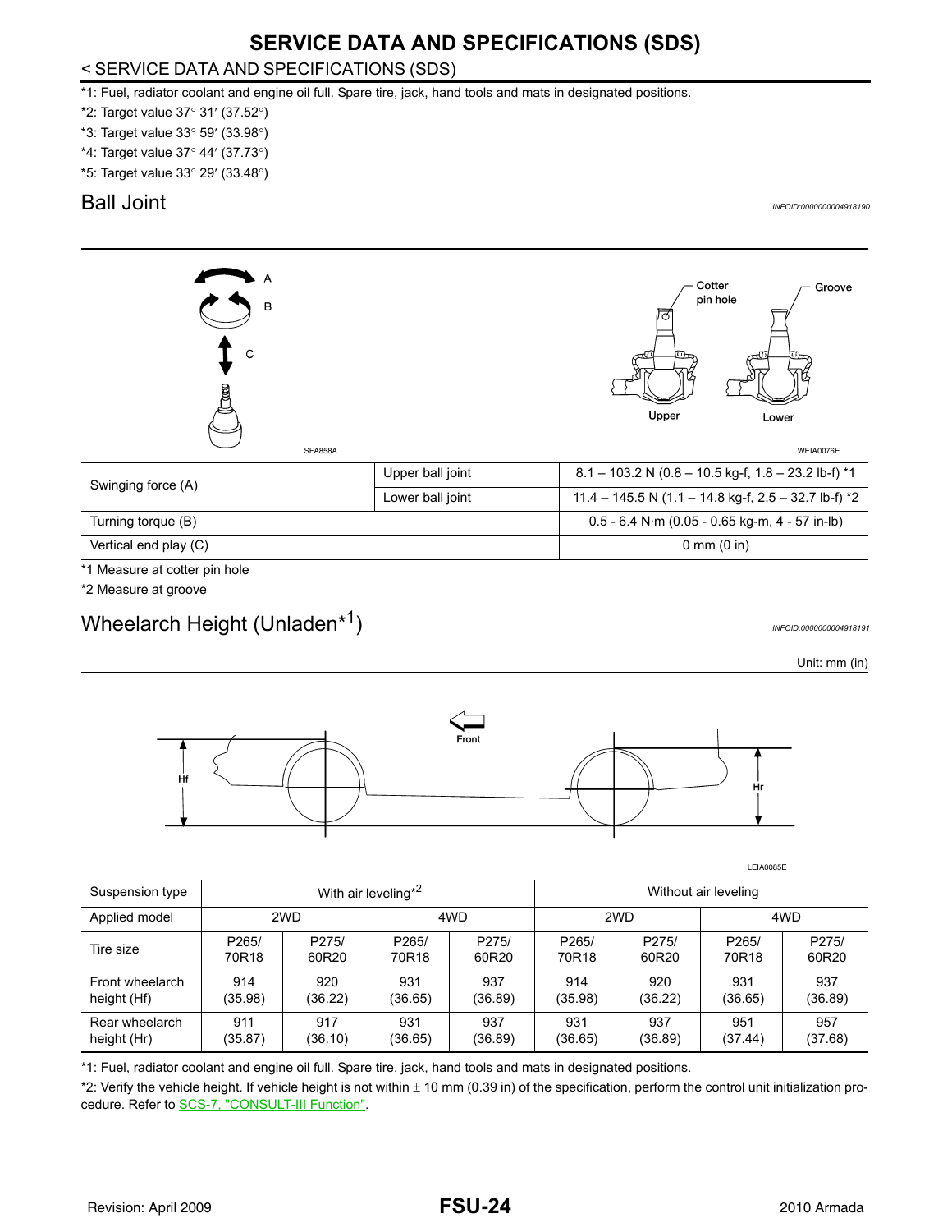< SERVICE DATA AND SPECIFICATIONS (SDS)

*1: Fuel, radiator coolant and engine oil full. Spare tire, jack, hand tools and mats in designated positions.

*2: Target value 37° 31′ (37.52°)

*3: Target value 33° 59′ (33.98°)

*4: Target value 37° 44′ (37.73°)

*5: Target value 33° 29′ (33.48°)

## Ball Joint

INFOID:0000000004918190

A

B

C

SFA858A

Cotter pin hole

Groove

Upper

Lower

WEIA0076E

| | | |
|---|---|---|
| Swinging force (A) | Upper ball joint | 8.1 – 103.2 N (0.8 – 10.5 kg-f, 1.8 – 23.2 lb-f) *1 |
| | Lower ball joint | 11.4 – 145.5 N (1.1 – 14.8 kg-f, 2.5 – 32.7 lb-f) *2 |
| Turning torque (B) | | 0.5 - 6.4 N·m (0.05 - 0.65 kg-m, 4 - 57 in-lb) |
| Vertical end play (C) | | 0 mm (0 in) |

*1 Measure at cotter pin hole

*2 Measure at groove

## Wheelarch Height (Unladen*1)

INFOID:0000000004918191

Unit: mm (in)

Front

Hf

Hr

LEIA0085E

| Suspension type | With air leveling*2 | | | | Without air leveling | | | |
|---|---|---|---|---|---|---|---|---|
| Applied model | 2WD | | 4WD | | 2WD | | 4WD | |
| Tire size | P265/ 70R18 | P275/ 60R20 | P265/ 70R18 | P275/ 60R20 | P265/ 70R18 | P275/ 60R20 | P265/ 70R18 | P275/ 60R20 |
| Front wheelarch height (Hf) | 914 (35.98) | 920 (36.22) | 931 (36.65) | 937 (36.89) | 914 (35.98) | 920 (36.22) | 931 (36.65) | 937 (36.89) |
| Rear wheelarch height (Hr) | 911 (35.87) | 917 (36.10) | 931 (36.65) | 937 (36.89) | 931 (36.65) | 937 (36.89) | 951 (37.44) | 957 (37.68) |

*1: Fuel, radiator coolant and engine oil full. Spare tire, jack, hand tools and mats in designated positions.

*2: Verify the vehicle height. If vehicle height is not within ± 10 mm (0.39 in) of the specification, perform the control unit initialization procedure. Refer to SCS-7, "CONSULT-III Function".